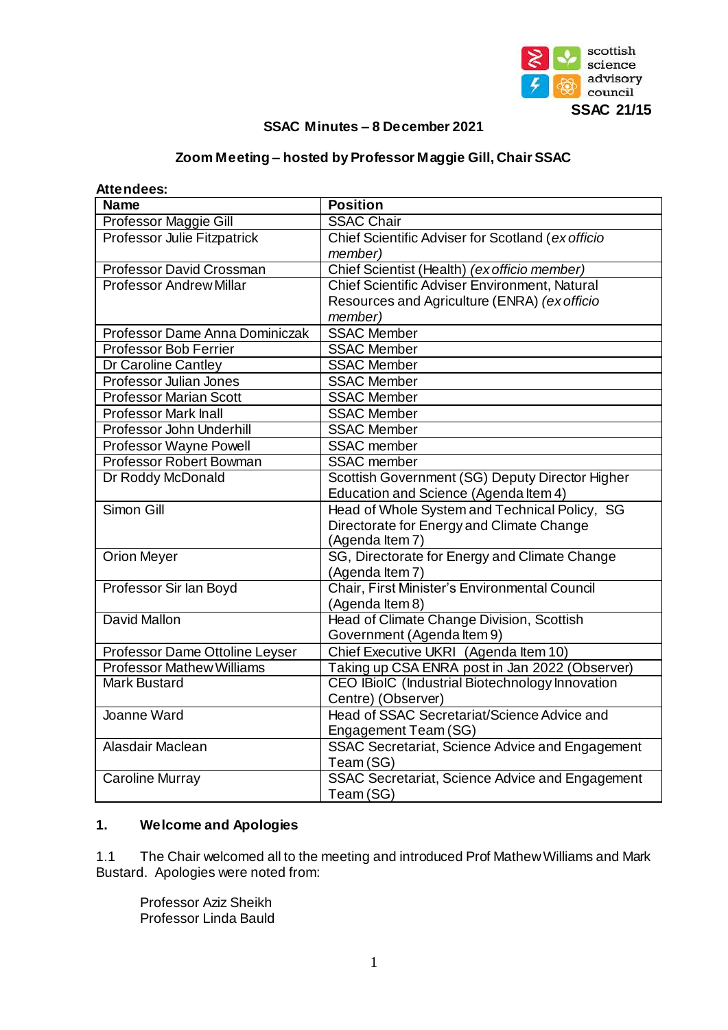scottish science advisory council

**SSAC 21/15**

# SSAC Minutes – 8 December 2021

## Zoom Meeting – hosted by Professor Maggie Gill, Chair SSAC

**Attendees:**

| Name | Position |
|---|---|
| Professor Maggie Gill | SSAC Chair |
| Professor Julie Fitzpatrick | Chief Scientific Adviser for Scotland (*ex officio member)* |
| Professor David Crossman | Chief Scientist (Health) *(ex officio member)* |
| Professor Andrew Millar | Chief Scientific Adviser Environment, Natural Resources and Agriculture (ENRA) *(ex officio member)* |
| Professor Dame Anna Dominiczak | SSAC Member |
| Professor Bob Ferrier | SSAC Member |
| Dr Caroline Cantley | SSAC Member |
| Professor Julian Jones | SSAC Member |
| Professor Marian Scott | SSAC Member |
| Professor Mark Inall | SSAC Member |
| Professor John Underhill | SSAC Member |
| Professor Wayne Powell | SSAC member |
| Professor Robert Bowman | SSAC member |
| Dr Roddy McDonald | Scottish Government (SG) Deputy Director Higher Education and Science (Agenda Item 4) |
| Simon Gill | Head of Whole System and Technical Policy, SG Directorate for Energy and Climate Change (Agenda Item 7) |
| Orion Meyer | SG, Directorate for Energy and Climate Change (Agenda Item 7) |
| Professor Sir Ian Boyd | Chair, First Minister's Environmental Council (Agenda Item 8) |
| David Mallon | Head of Climate Change Division, Scottish Government (Agenda Item 9) |
| Professor Dame Ottoline Leyser | Chief Executive UKRI (Agenda Item 10) |
| Professor Mathew Williams | Taking up CSA ENRA post in Jan 2022 (Observer) |
| Mark Bustard | CEO IBioIC (Industrial Biotechnology Innovation Centre) (Observer) |
| Joanne Ward | Head of SSAC Secretariat/Science Advice and Engagement Team (SG) |
| Alasdair Maclean | SSAC Secretariat, Science Advice and Engagement Team (SG) |
| Caroline Murray | SSAC Secretariat, Science Advice and Engagement Team (SG) |

### 1. Welcome and Apologies

1.1 The Chair welcomed all to the meeting and introduced Prof Mathew Williams and Mark Bustard. Apologies were noted from:

Professor Aziz Sheikh
Professor Linda Bauld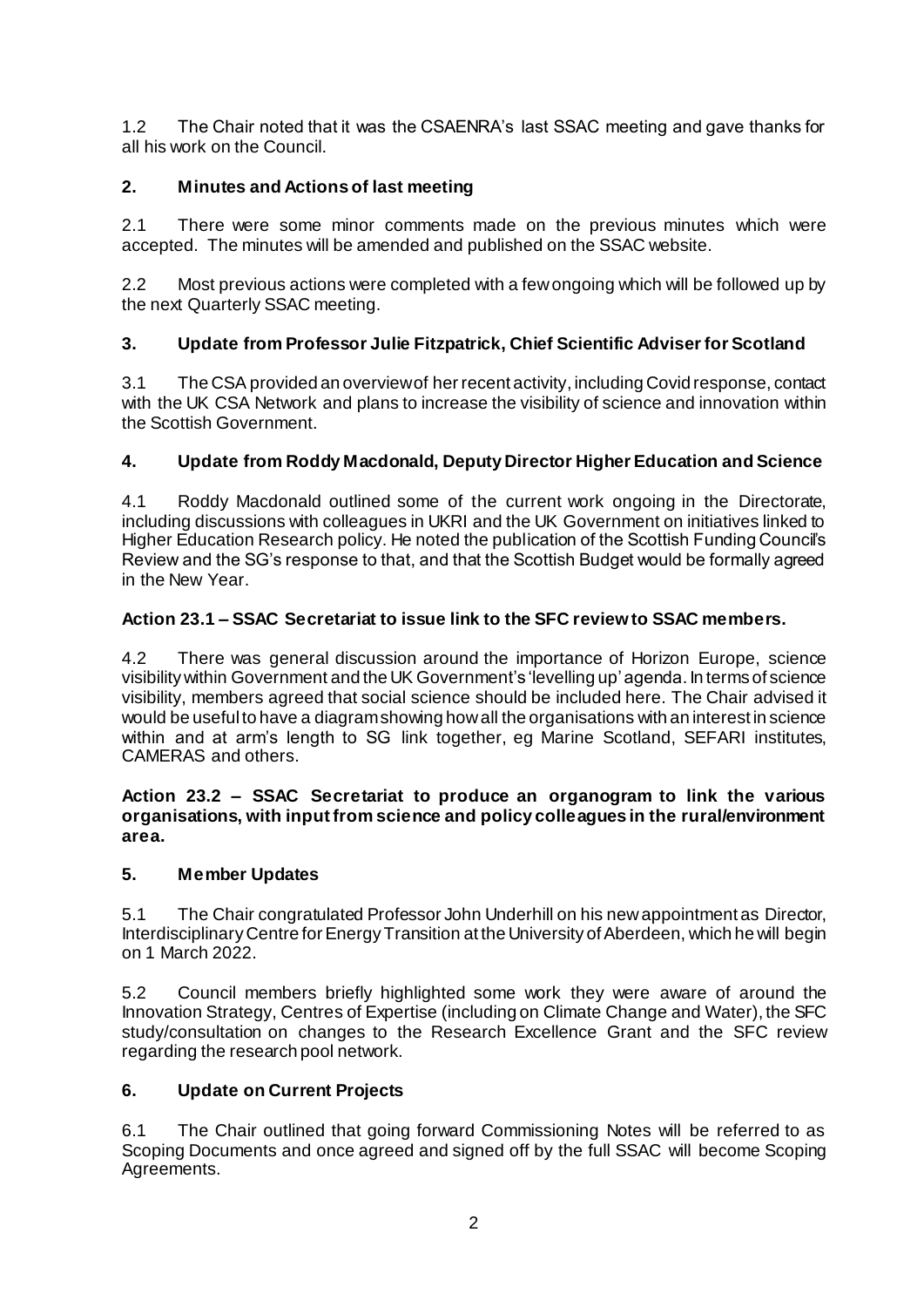1.2 The Chair noted that it was the CSAENRA's last SSAC meeting and gave thanks for all his work on the Council.

## 2. Minutes and Actions of last meeting

2.1 There were some minor comments made on the previous minutes which were accepted. The minutes will be amended and published on the SSAC website.

2.2 Most previous actions were completed with a few ongoing which will be followed up by the next Quarterly SSAC meeting.

## 3. Update from Professor Julie Fitzpatrick, Chief Scientific Adviser for Scotland

3.1 The CSA provided an overview of her recent activity, including Covid response, contact with the UK CSA Network and plans to increase the visibility of science and innovation within the Scottish Government.

## 4. Update from Roddy Macdonald, Deputy Director Higher Education and Science

4.1 Roddy Macdonald outlined some of the current work ongoing in the Directorate, including discussions with colleagues in UKRI and the UK Government on initiatives linked to Higher Education Research policy. He noted the publication of the Scottish Funding Council's Review and the SG's response to that, and that the Scottish Budget would be formally agreed in the New Year.

**Action 23.1 – SSAC Secretariat to issue link to the SFC review to SSAC members.**

4.2 There was general discussion around the importance of Horizon Europe, science visibility within Government and the UK Government's 'levelling up' agenda. In terms of science visibility, members agreed that social science should be included here. The Chair advised it would be useful to have a diagram showing how all the organisations with an interest in science within and at arm's length to SG link together, eg Marine Scotland, SEFARI institutes, CAMERAS and others.

**Action 23.2 – SSAC Secretariat to produce an organogram to link the various organisations, with input from science and policy colleagues in the rural/environment area.**

## 5. Member Updates

5.1 The Chair congratulated Professor John Underhill on his new appointment as Director, Interdisciplinary Centre for Energy Transition at the University of Aberdeen, which he will begin on 1 March 2022.

5.2 Council members briefly highlighted some work they were aware of around the Innovation Strategy, Centres of Expertise (including on Climate Change and Water), the SFC study/consultation on changes to the Research Excellence Grant and the SFC review regarding the research pool network.

## 6. Update on Current Projects

6.1 The Chair outlined that going forward Commissioning Notes will be referred to as Scoping Documents and once agreed and signed off by the full SSAC will become Scoping Agreements.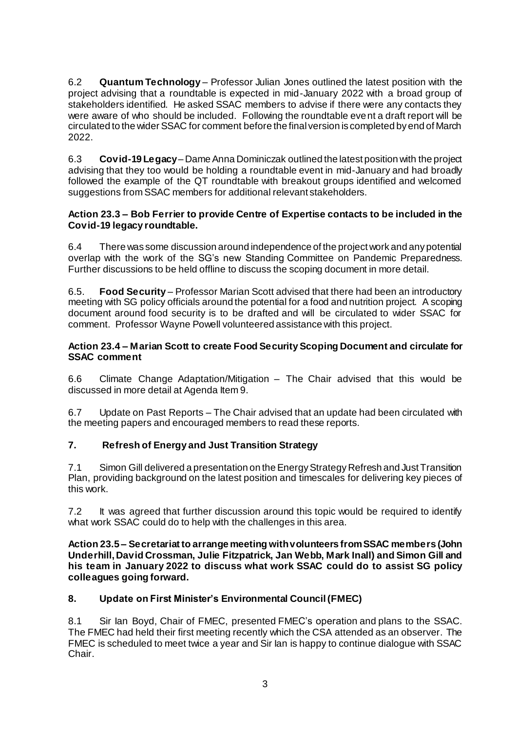6.2 **Quantum Technology** – Professor Julian Jones outlined the latest position with the project advising that a roundtable is expected in mid-January 2022 with a broad group of stakeholders identified. He asked SSAC members to advise if there were any contacts they were aware of who should be included. Following the roundtable event a draft report will be circulated to the wider SSAC for comment before the final version is completed by end of March 2022.

6.3 **Covid-19 Legacy** – Dame Anna Dominiczak outlined the latest position with the project advising that they too would be holding a roundtable event in mid-January and had broadly followed the example of the QT roundtable with breakout groups identified and welcomed suggestions from SSAC members for additional relevant stakeholders.

**Action 23.3 – Bob Ferrier to provide Centre of Expertise contacts to be included in the Covid-19 legacy roundtable.**

6.4 There was some discussion around independence of the project work and any potential overlap with the work of the SG's new Standing Committee on Pandemic Preparedness. Further discussions to be held offline to discuss the scoping document in more detail.

6.5. **Food Security** – Professor Marian Scott advised that there had been an introductory meeting with SG policy officials around the potential for a food and nutrition project. A scoping document around food security is to be drafted and will be circulated to wider SSAC for comment. Professor Wayne Powell volunteered assistance with this project.

**Action 23.4 – Marian Scott to create Food Security Scoping Document and circulate for SSAC comment**

6.6 Climate Change Adaptation/Mitigation – The Chair advised that this would be discussed in more detail at Agenda Item 9.

6.7 Update on Past Reports – The Chair advised that an update had been circulated with the meeting papers and encouraged members to read these reports.

## 7. Refresh of Energy and Just Transition Strategy

7.1 Simon Gill delivered a presentation on the Energy Strategy Refresh and Just Transition Plan, providing background on the latest position and timescales for delivering key pieces of this work.

7.2 It was agreed that further discussion around this topic would be required to identify what work SSAC could do to help with the challenges in this area.

**Action 23.5 – Secretariat to arrange meeting with volunteers from SSAC members (John Underhill, David Crossman, Julie Fitzpatrick, Jan Webb, Mark Inall) and Simon Gill and his team in January 2022 to discuss what work SSAC could do to assist SG policy colleagues going forward.**

## 8. Update on First Minister's Environmental Council (FMEC)

8.1 Sir Ian Boyd, Chair of FMEC, presented FMEC's operation and plans to the SSAC. The FMEC had held their first meeting recently which the CSA attended as an observer. The FMEC is scheduled to meet twice a year and Sir Ian is happy to continue dialogue with SSAC Chair.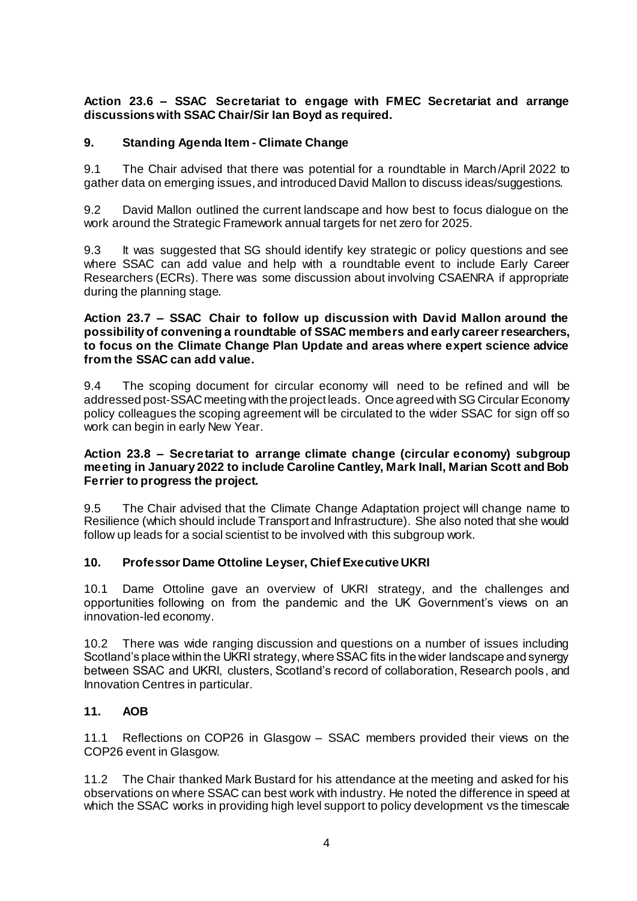**Action 23.6 – SSAC Secretariat to engage with FMEC Secretariat and arrange discussions with SSAC Chair/Sir Ian Boyd as required.**

## 9. Standing Agenda Item - Climate Change

9.1 The Chair advised that there was potential for a roundtable in March/April 2022 to gather data on emerging issues, and introduced David Mallon to discuss ideas/suggestions.

9.2 David Mallon outlined the current landscape and how best to focus dialogue on the work around the Strategic Framework annual targets for net zero for 2025.

9.3 It was suggested that SG should identify key strategic or policy questions and see where SSAC can add value and help with a roundtable event to include Early Career Researchers (ECRs). There was some discussion about involving CSAENRA if appropriate during the planning stage.

**Action 23.7 – SSAC Chair to follow up discussion with David Mallon around the possibility of convening a roundtable of SSAC members and early career researchers, to focus on the Climate Change Plan Update and areas where expert science advice from the SSAC can add value.**

9.4 The scoping document for circular economy will need to be refined and will be addressed post-SSAC meeting with the project leads. Once agreed with SG Circular Economy policy colleagues the scoping agreement will be circulated to the wider SSAC for sign off so work can begin in early New Year.

**Action 23.8 – Secretariat to arrange climate change (circular economy) subgroup meeting in January 2022 to include Caroline Cantley, Mark Inall, Marian Scott and Bob Ferrier to progress the project.**

9.5 The Chair advised that the Climate Change Adaptation project will change name to Resilience (which should include Transport and Infrastructure). She also noted that she would follow up leads for a social scientist to be involved with this subgroup work.

## 10. Professor Dame Ottoline Leyser, Chief Executive UKRI

10.1 Dame Ottoline gave an overview of UKRI strategy, and the challenges and opportunities following on from the pandemic and the UK Government's views on an innovation-led economy.

10.2 There was wide ranging discussion and questions on a number of issues including Scotland's place within the UKRI strategy, where SSAC fits in the wider landscape and synergy between SSAC and UKRI, clusters, Scotland's record of collaboration, Research pools, and Innovation Centres in particular.

## 11. AOB

11.1 Reflections on COP26 in Glasgow – SSAC members provided their views on the COP26 event in Glasgow.

11.2 The Chair thanked Mark Bustard for his attendance at the meeting and asked for his observations on where SSAC can best work with industry. He noted the difference in speed at which the SSAC works in providing high level support to policy development vs the timescale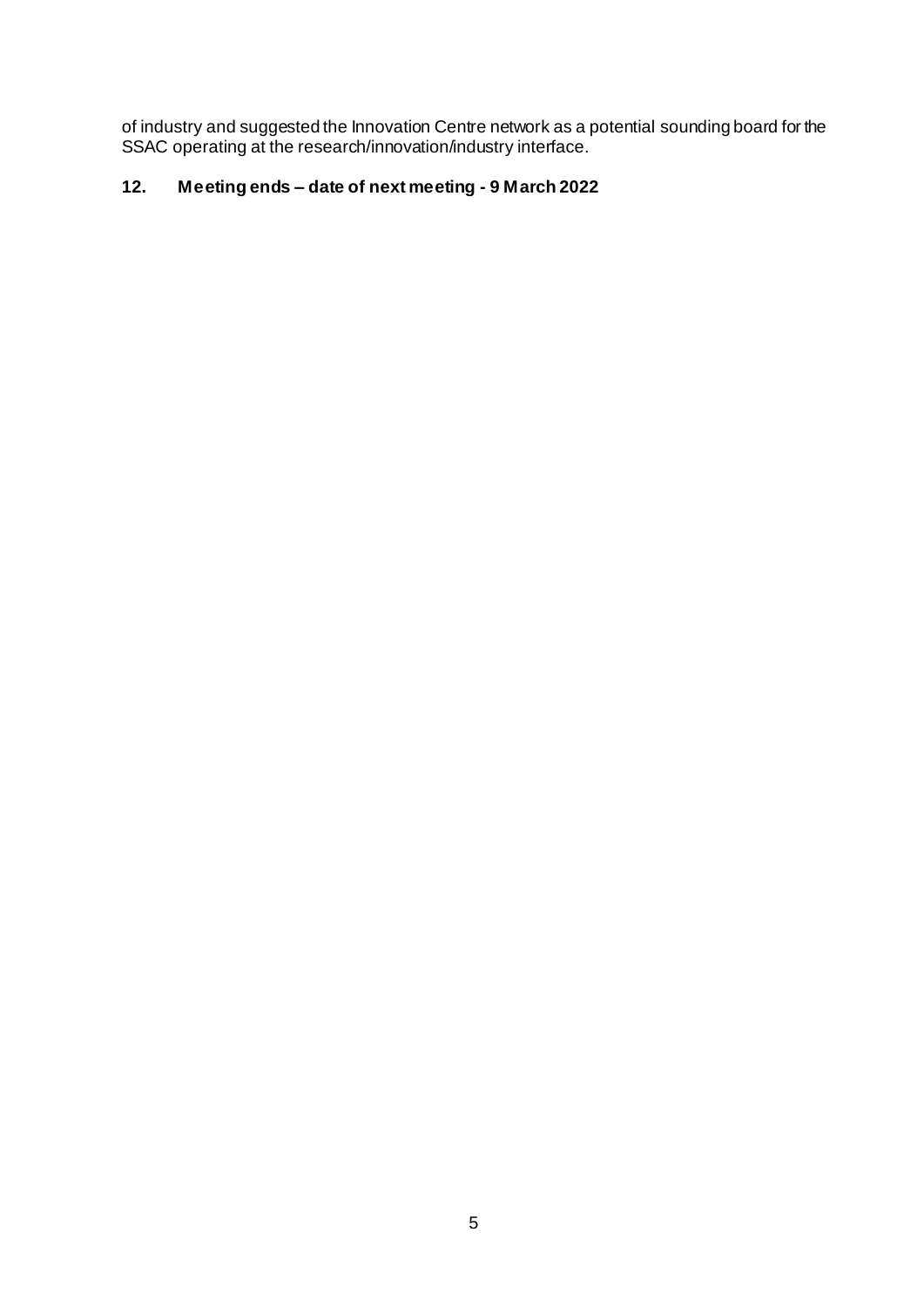of industry and suggested the Innovation Centre network as a potential sounding board for the SSAC operating at the research/innovation/industry interface.

### 12. Meeting ends – date of next meeting - 9 March 2022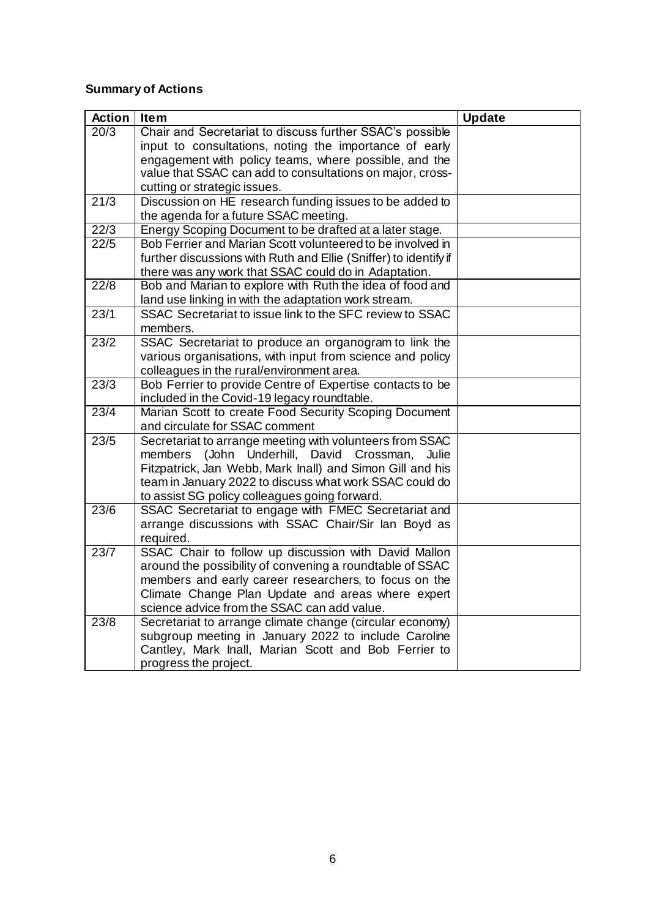**Summary of Actions**

| Action | Item | Update |
|---|---|---|
| 20/3 | Chair and Secretariat to discuss further SSAC's possible input to consultations, noting the importance of early engagement with policy teams, where possible, and the value that SSAC can add to consultations on major, cross-cutting or strategic issues. | |
| 21/3 | Discussion on HE research funding issues to be added to the agenda for a future SSAC meeting. | |
| 22/3 | Energy Scoping Document to be drafted at a later stage. | |
| 22/5 | Bob Ferrier and Marian Scott volunteered to be involved in further discussions with Ruth and Ellie (Sniffer) to identify if there was any work that SSAC could do in Adaptation. | |
| 22/8 | Bob and Marian to explore with Ruth the idea of food and land use linking in with the adaptation work stream. | |
| 23/1 | SSAC Secretariat to issue link to the SFC review to SSAC members. | |
| 23/2 | SSAC Secretariat to produce an organogram to link the various organisations, with input from science and policy colleagues in the rural/environment area. | |
| 23/3 | Bob Ferrier to provide Centre of Expertise contacts to be included in the Covid-19 legacy roundtable. | |
| 23/4 | Marian Scott to create Food Security Scoping Document and circulate for SSAC comment | |
| 23/5 | Secretariat to arrange meeting with volunteers from SSAC members (John Underhill, David Crossman, Julie Fitzpatrick, Jan Webb, Mark Inall) and Simon Gill and his team in January 2022 to discuss what work SSAC could do to assist SG policy colleagues going forward. | |
| 23/6 | SSAC Secretariat to engage with FMEC Secretariat and arrange discussions with SSAC Chair/Sir Ian Boyd as required. | |
| 23/7 | SSAC Chair to follow up discussion with David Mallon around the possibility of convening a roundtable of SSAC members and early career researchers, to focus on the Climate Change Plan Update and areas where expert science advice from the SSAC can add value. | |
| 23/8 | Secretariat to arrange climate change (circular economy) subgroup meeting in January 2022 to include Caroline Cantley, Mark Inall, Marian Scott and Bob Ferrier to progress the project. | |